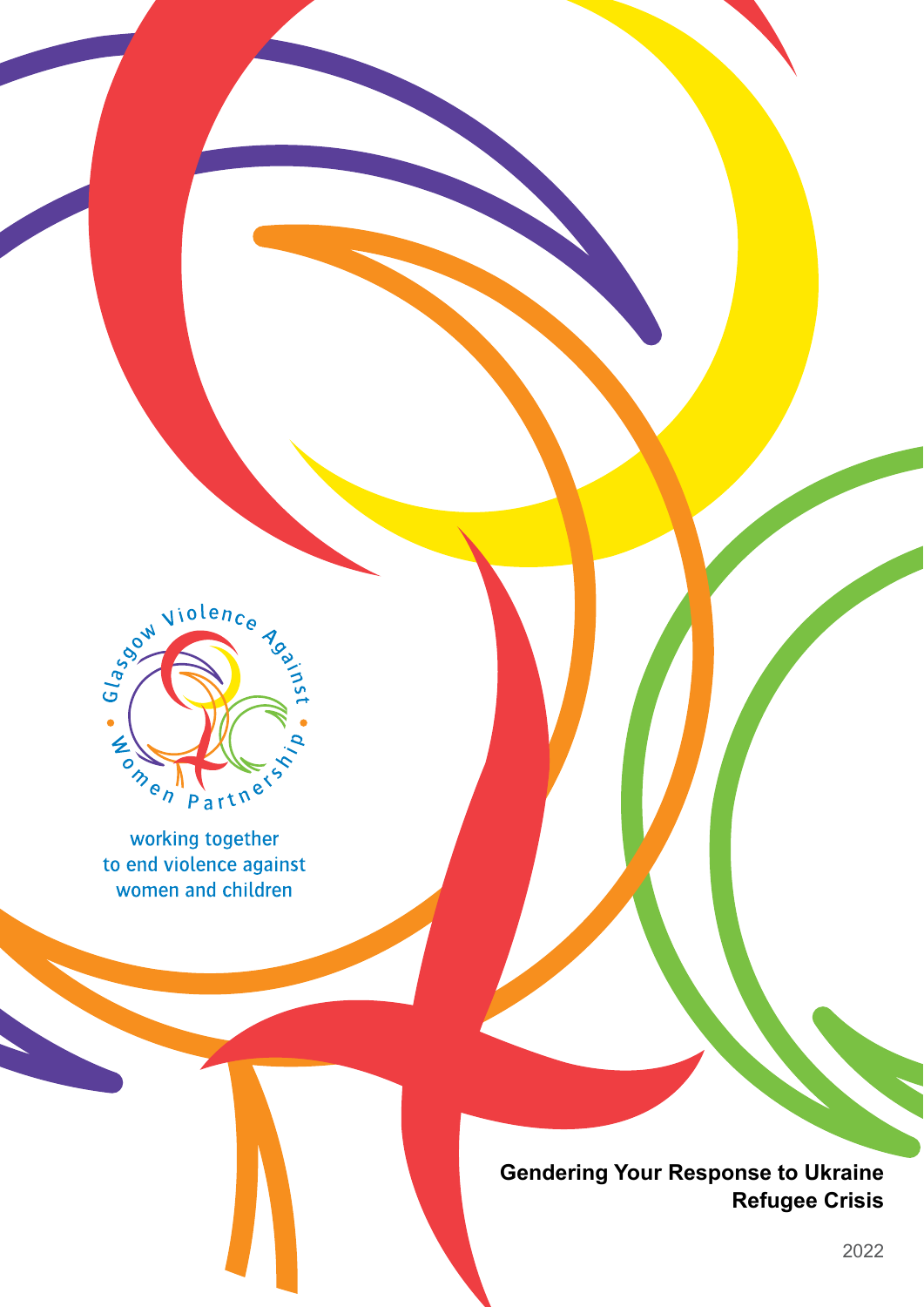Glasgow Violence Against Women Partnership

working together
to end violence against
women and children

# Gendering Your Response to Ukraine Refugee Crisis

2022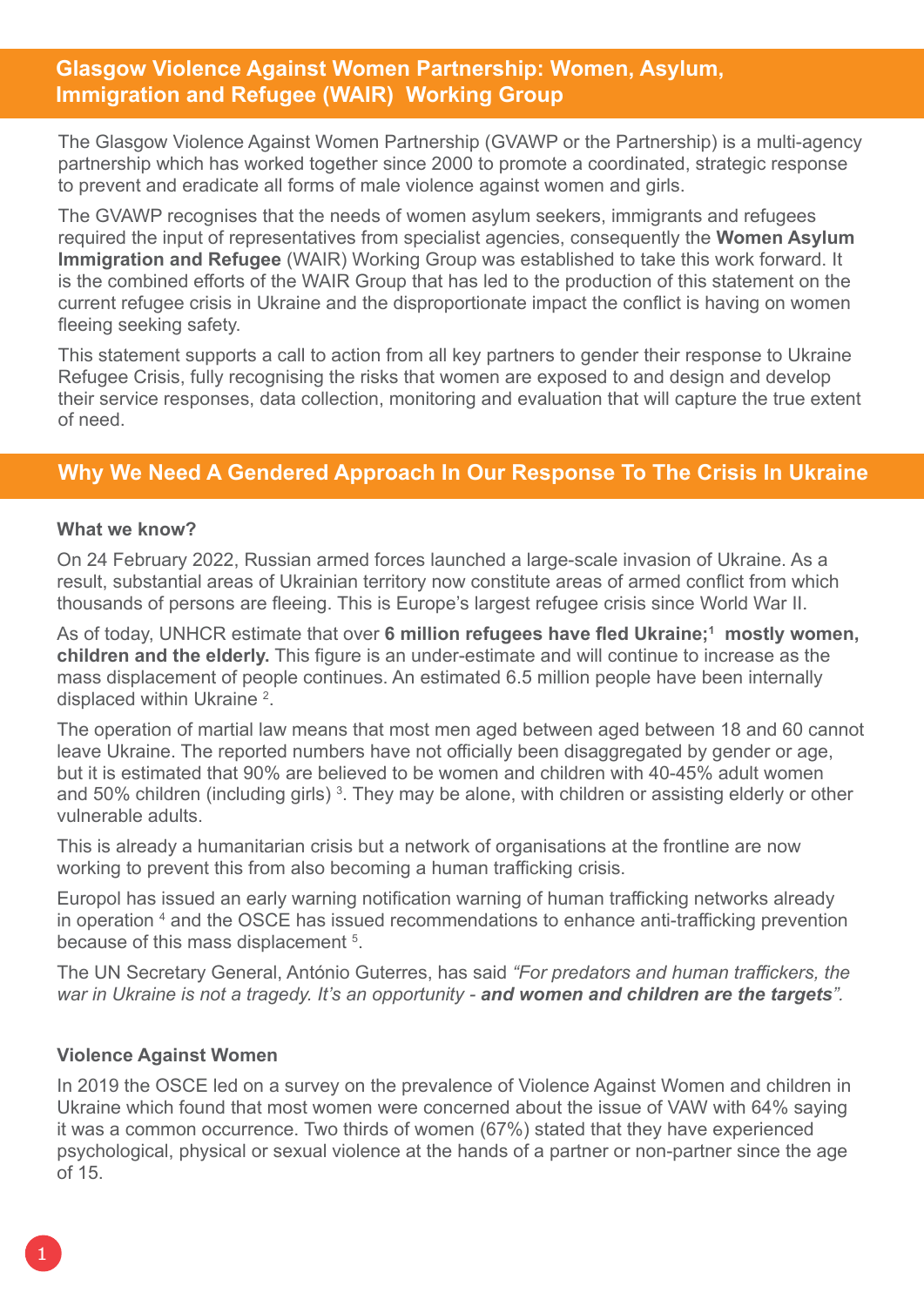## Glasgow Violence Against Women Partnership: Women, Asylum, Immigration and Refugee (WAIR) Working Group

The Glasgow Violence Against Women Partnership (GVAWP or the Partnership) is a multi-agency partnership which has worked together since 2000 to promote a coordinated, strategic response to prevent and eradicate all forms of male violence against women and girls.

The GVAWP recognises that the needs of women asylum seekers, immigrants and refugees required the input of representatives from specialist agencies, consequently the **Women Asylum Immigration and Refugee** (WAIR) Working Group was established to take this work forward. It is the combined efforts of the WAIR Group that has led to the production of this statement on the current refugee crisis in Ukraine and the disproportionate impact the conflict is having on women fleeing seeking safety.

This statement supports a call to action from all key partners to gender their response to Ukraine Refugee Crisis, fully recognising the risks that women are exposed to and design and develop their service responses, data collection, monitoring and evaluation that will capture the true extent of need.

## Why We Need A Gendered Approach In Our Response To The Crisis In Ukraine

### What we know?

On 24 February 2022, Russian armed forces launched a large-scale invasion of Ukraine. As a result, substantial areas of Ukrainian territory now constitute areas of armed conflict from which thousands of persons are fleeing. This is Europe's largest refugee crisis since World War II.

As of today, UNHCR estimate that over **6 million refugees have fled Ukraine;[1] mostly women, children and the elderly.** This figure is an under-estimate and will continue to increase as the mass displacement of people continues. An estimated 6.5 million people have been internally displaced within Ukraine [2].

The operation of martial law means that most men aged between aged between 18 and 60 cannot leave Ukraine. The reported numbers have not officially been disaggregated by gender or age, but it is estimated that 90% are believed to be women and children with 40-45% adult women and 50% children (including girls) [3]. They may be alone, with children or assisting elderly or other vulnerable adults.

This is already a humanitarian crisis but a network of organisations at the frontline are now working to prevent this from also becoming a human trafficking crisis.

Europol has issued an early warning notification warning of human trafficking networks already in operation [4] and the OSCE has issued recommendations to enhance anti-trafficking prevention because of this mass displacement [5].

The UN Secretary General, António Guterres, has said *"For predators and human traffickers, the war in Ukraine is not a tragedy. It's an opportunity - **and women and children are the targets**".*

### Violence Against Women

In 2019 the OSCE led on a survey on the prevalence of Violence Against Women and children in Ukraine which found that most women were concerned about the issue of VAW with 64% saying it was a common occurrence. Two thirds of women (67%) stated that they have experienced psychological, physical or sexual violence at the hands of a partner or non-partner since the age of 15.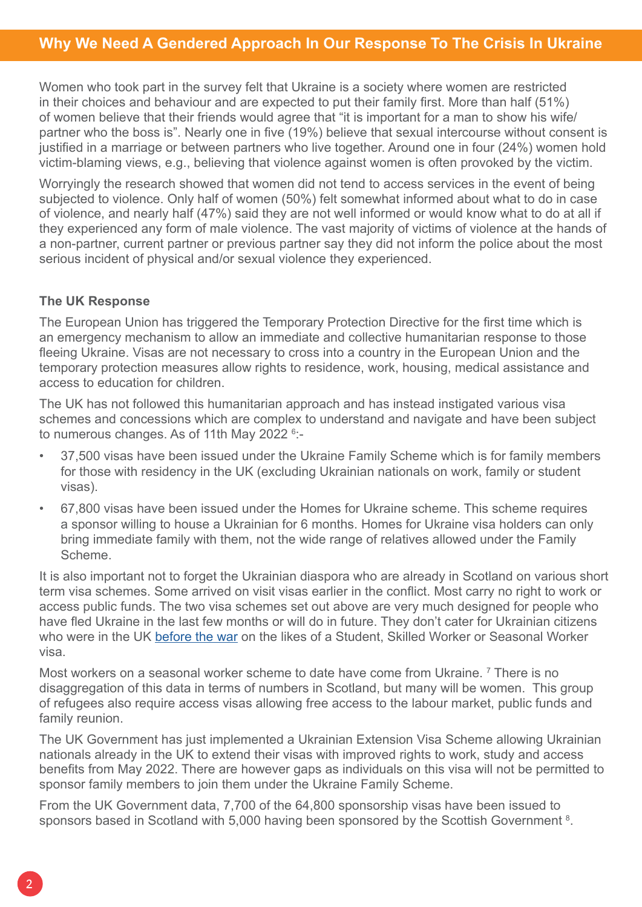## Why We Need A Gendered Approach In Our Response To The Crisis In Ukraine

Women who took part in the survey felt that Ukraine is a society where women are restricted in their choices and behaviour and are expected to put their family first. More than half (51%) of women believe that their friends would agree that "it is important for a man to show his wife/partner who the boss is". Nearly one in five (19%) believe that sexual intercourse without consent is justified in a marriage or between partners who live together. Around one in four (24%) women hold victim-blaming views, e.g., believing that violence against women is often provoked by the victim.

Worryingly the research showed that women did not tend to access services in the event of being subjected to violence. Only half of women (50%) felt somewhat informed about what to do in case of violence, and nearly half (47%) said they are not well informed or would know what to do at all if they experienced any form of male violence. The vast majority of victims of violence at the hands of a non-partner, current partner or previous partner say they did not inform the police about the most serious incident of physical and/or sexual violence they experienced.

### The UK Response

The European Union has triggered the Temporary Protection Directive for the first time which is an emergency mechanism to allow an immediate and collective humanitarian response to those fleeing Ukraine. Visas are not necessary to cross into a country in the European Union and the temporary protection measures allow rights to residence, work, housing, medical assistance and access to education for children.

The UK has not followed this humanitarian approach and has instead instigated various visa schemes and concessions which are complex to understand and navigate and have been subject to numerous changes. As of 11th May 2022 [6]:-

- 37,500 visas have been issued under the Ukraine Family Scheme which is for family members for those with residency in the UK (excluding Ukrainian nationals on work, family or student visas).
- 67,800 visas have been issued under the Homes for Ukraine scheme. This scheme requires a sponsor willing to house a Ukrainian for 6 months. Homes for Ukraine visa holders can only bring immediate family with them, not the wide range of relatives allowed under the Family Scheme.

It is also important not to forget the Ukrainian diaspora who are already in Scotland on various short term visa schemes. Some arrived on visit visas earlier in the conflict. Most carry no right to work or access public funds. The two visa schemes set out above are very much designed for people who have fled Ukraine in the last few months or will do in future. They don't cater for Ukrainian citizens who were in the UK before the war on the likes of a Student, Skilled Worker or Seasonal Worker visa.

Most workers on a seasonal worker scheme to date have come from Ukraine. [7] There is no disaggregation of this data in terms of numbers in Scotland, but many will be women. This group of refugees also require access visas allowing free access to the labour market, public funds and family reunion.

The UK Government has just implemented a Ukrainian Extension Visa Scheme allowing Ukrainian nationals already in the UK to extend their visas with improved rights to work, study and access benefits from May 2022. There are however gaps as individuals on this visa will not be permitted to sponsor family members to join them under the Ukraine Family Scheme.

From the UK Government data, 7,700 of the 64,800 sponsorship visas have been issued to sponsors based in Scotland with 5,000 having been sponsored by the Scottish Government [8].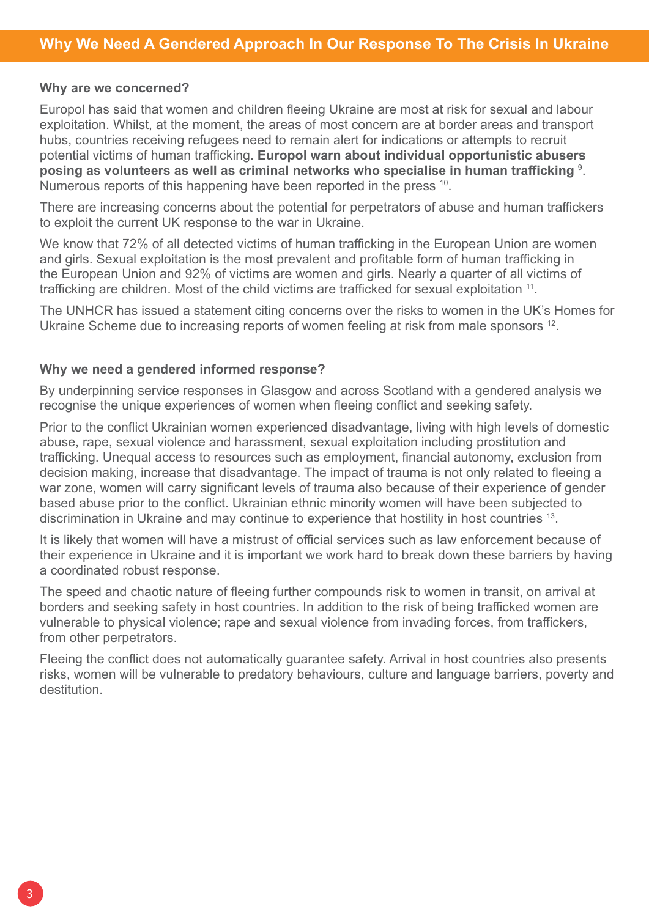## Why We Need A Gendered Approach In Our Response To The Crisis In Ukraine

### Why are we concerned?

Europol has said that women and children fleeing Ukraine are most at risk for sexual and labour exploitation. Whilst, at the moment, the areas of most concern are at border areas and transport hubs, countries receiving refugees need to remain alert for indications or attempts to recruit potential victims of human trafficking. **Europol warn about individual opportunistic abusers posing as volunteers as well as criminal networks who specialise in human trafficking** [9]. Numerous reports of this happening have been reported in the press [10].

There are increasing concerns about the potential for perpetrators of abuse and human traffickers to exploit the current UK response to the war in Ukraine.

We know that 72% of all detected victims of human trafficking in the European Union are women and girls. Sexual exploitation is the most prevalent and profitable form of human trafficking in the European Union and 92% of victims are women and girls. Nearly a quarter of all victims of trafficking are children. Most of the child victims are trafficked for sexual exploitation [11].

The UNHCR has issued a statement citing concerns over the risks to women in the UK's Homes for Ukraine Scheme due to increasing reports of women feeling at risk from male sponsors [12].

### Why we need a gendered informed response?

By underpinning service responses in Glasgow and across Scotland with a gendered analysis we recognise the unique experiences of women when fleeing conflict and seeking safety.

Prior to the conflict Ukrainian women experienced disadvantage, living with high levels of domestic abuse, rape, sexual violence and harassment, sexual exploitation including prostitution and trafficking. Unequal access to resources such as employment, financial autonomy, exclusion from decision making, increase that disadvantage. The impact of trauma is not only related to fleeing a war zone, women will carry significant levels of trauma also because of their experience of gender based abuse prior to the conflict. Ukrainian ethnic minority women will have been subjected to discrimination in Ukraine and may continue to experience that hostility in host countries [13].

It is likely that women will have a mistrust of official services such as law enforcement because of their experience in Ukraine and it is important we work hard to break down these barriers by having a coordinated robust response.

The speed and chaotic nature of fleeing further compounds risk to women in transit, on arrival at borders and seeking safety in host countries. In addition to the risk of being trafficked women are vulnerable to physical violence; rape and sexual violence from invading forces, from traffickers, from other perpetrators.

Fleeing the conflict does not automatically guarantee safety. Arrival in host countries also presents risks, women will be vulnerable to predatory behaviours, culture and language barriers, poverty and destitution.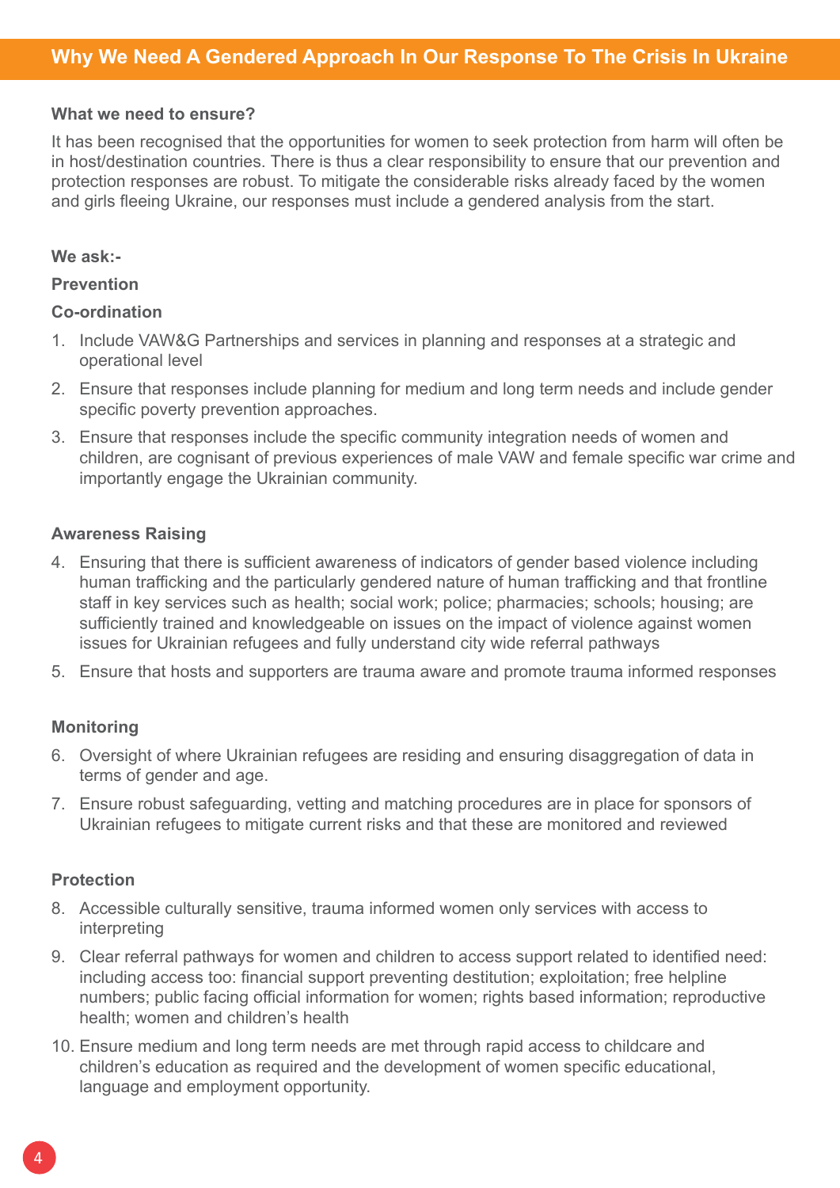## Why We Need A Gendered Approach In Our Response To The Crisis In Ukraine

**What we need to ensure?**

It has been recognised that the opportunities for women to seek protection from harm will often be in host/destination countries. There is thus a clear responsibility to ensure that our prevention and protection responses are robust. To mitigate the considerable risks already faced by the women and girls fleeing Ukraine, our responses must include a gendered analysis from the start.

**We ask:-**

**Prevention**

**Co-ordination**

1. Include VAW&G Partnerships and services in planning and responses at a strategic and operational level
2. Ensure that responses include planning for medium and long term needs and include gender specific poverty prevention approaches.
3. Ensure that responses include the specific community integration needs of women and children, are cognisant of previous experiences of male VAW and female specific war crime and importantly engage the Ukrainian community.

**Awareness Raising**

4. Ensuring that there is sufficient awareness of indicators of gender based violence including human trafficking and the particularly gendered nature of human trafficking and that frontline staff in key services such as health; social work; police; pharmacies; schools; housing; are sufficiently trained and knowledgeable on issues on the impact of violence against women issues for Ukrainian refugees and fully understand city wide referral pathways
5. Ensure that hosts and supporters are trauma aware and promote trauma informed responses

**Monitoring**

6. Oversight of where Ukrainian refugees are residing and ensuring disaggregation of data in terms of gender and age.
7. Ensure robust safeguarding, vetting and matching procedures are in place for sponsors of Ukrainian refugees to mitigate current risks and that these are monitored and reviewed

**Protection**

8. Accessible culturally sensitive, trauma informed women only services with access to interpreting
9. Clear referral pathways for women and children to access support related to identified need: including access too: financial support preventing destitution; exploitation; free helpline numbers; public facing official information for women; rights based information; reproductive health; women and children's health
10. Ensure medium and long term needs are met through rapid access to childcare and children's education as required and the development of women specific educational, language and employment opportunity.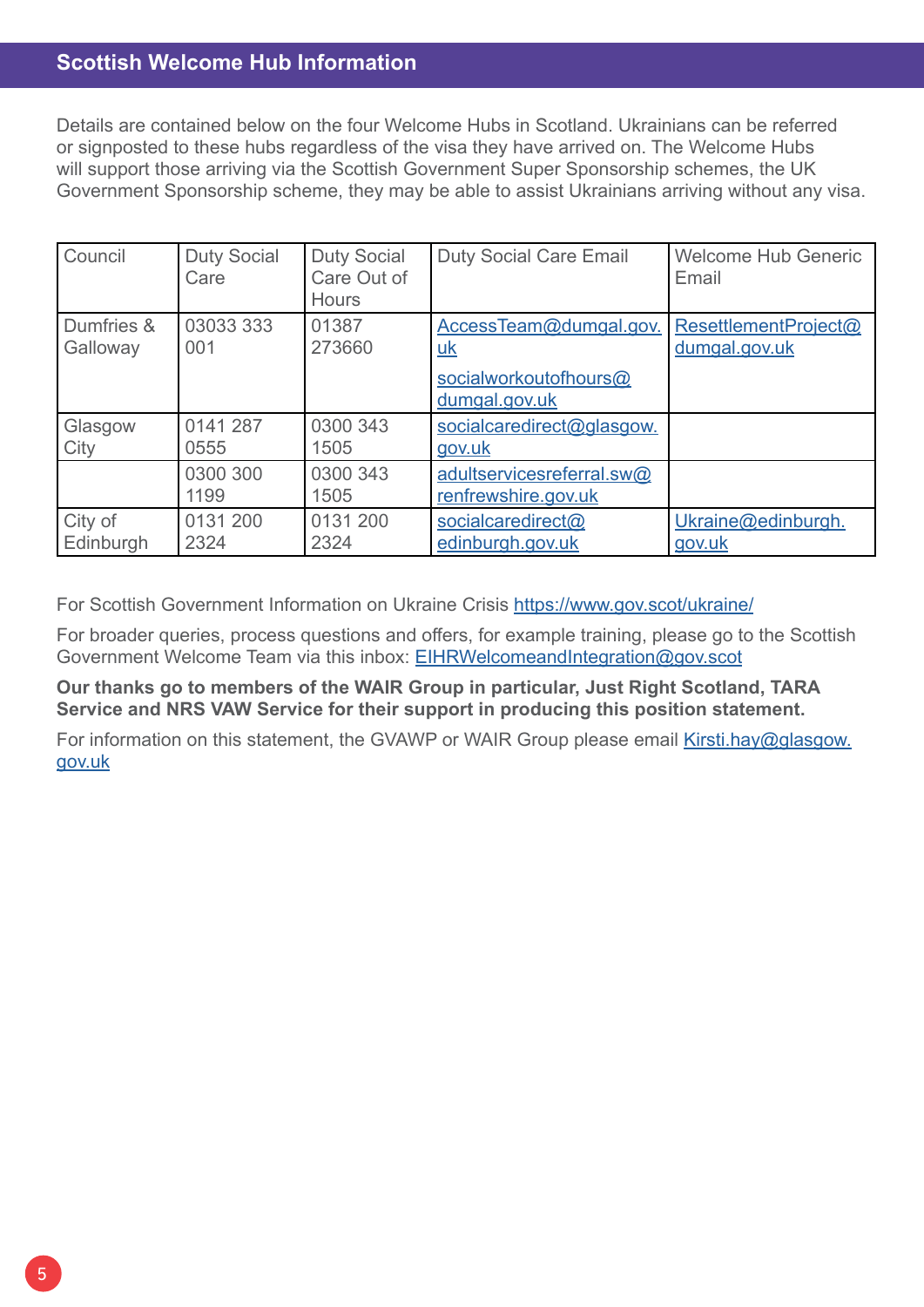## Scottish Welcome Hub Information

Details are contained below on the four Welcome Hubs in Scotland. Ukrainians can be referred or signposted to these hubs regardless of the visa they have arrived on. The Welcome Hubs will support those arriving via the Scottish Government Super Sponsorship schemes, the UK Government Sponsorship scheme, they may be able to assist Ukrainians arriving without any visa.

| Council | Duty Social Care | Duty Social Care Out of Hours | Duty Social Care Email | Welcome Hub Generic Email |
|---|---|---|---|---|
| Dumfries & Galloway | 03033 333 001 | 01387 273660 | AccessTeam@dumgal.gov.uk<br>socialworkoutofhours@dumgal.gov.uk | ResettlementProject@dumgal.gov.uk |
| Glasgow City | 0141 287 0555 | 0300 343 1505 | socialcaredirect@glasgow.gov.uk | |
| | 0300 300 1199 | 0300 343 1505 | adultservicesreferral.sw@renfrewshire.gov.uk | |
| City of Edinburgh | 0131 200 2324 | 0131 200 2324 | socialcaredirect@edinburgh.gov.uk | Ukraine@edinburgh.gov.uk |

For Scottish Government Information on Ukraine Crisis https://www.gov.scot/ukraine/

For broader queries, process questions and offers, for example training, please go to the Scottish Government Welcome Team via this inbox: EIHRWelcomeandIntegration@gov.scot

**Our thanks go to members of the WAIR Group in particular, Just Right Scotland, TARA Service and NRS VAW Service for their support in producing this position statement.**

For information on this statement, the GVAWP or WAIR Group please email Kirsti.hay@glasgow.gov.uk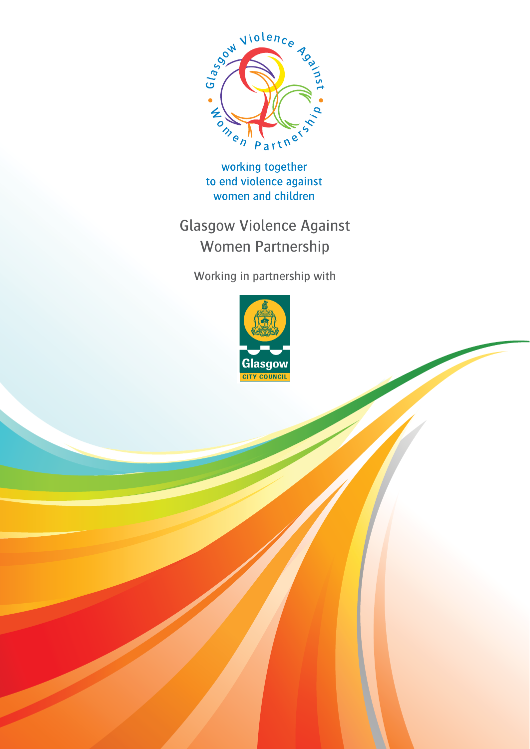working together
to end violence against
women and children

# Glasgow Violence Against Women Partnership

Working in partnership with

Glasgow
CITY COUNCIL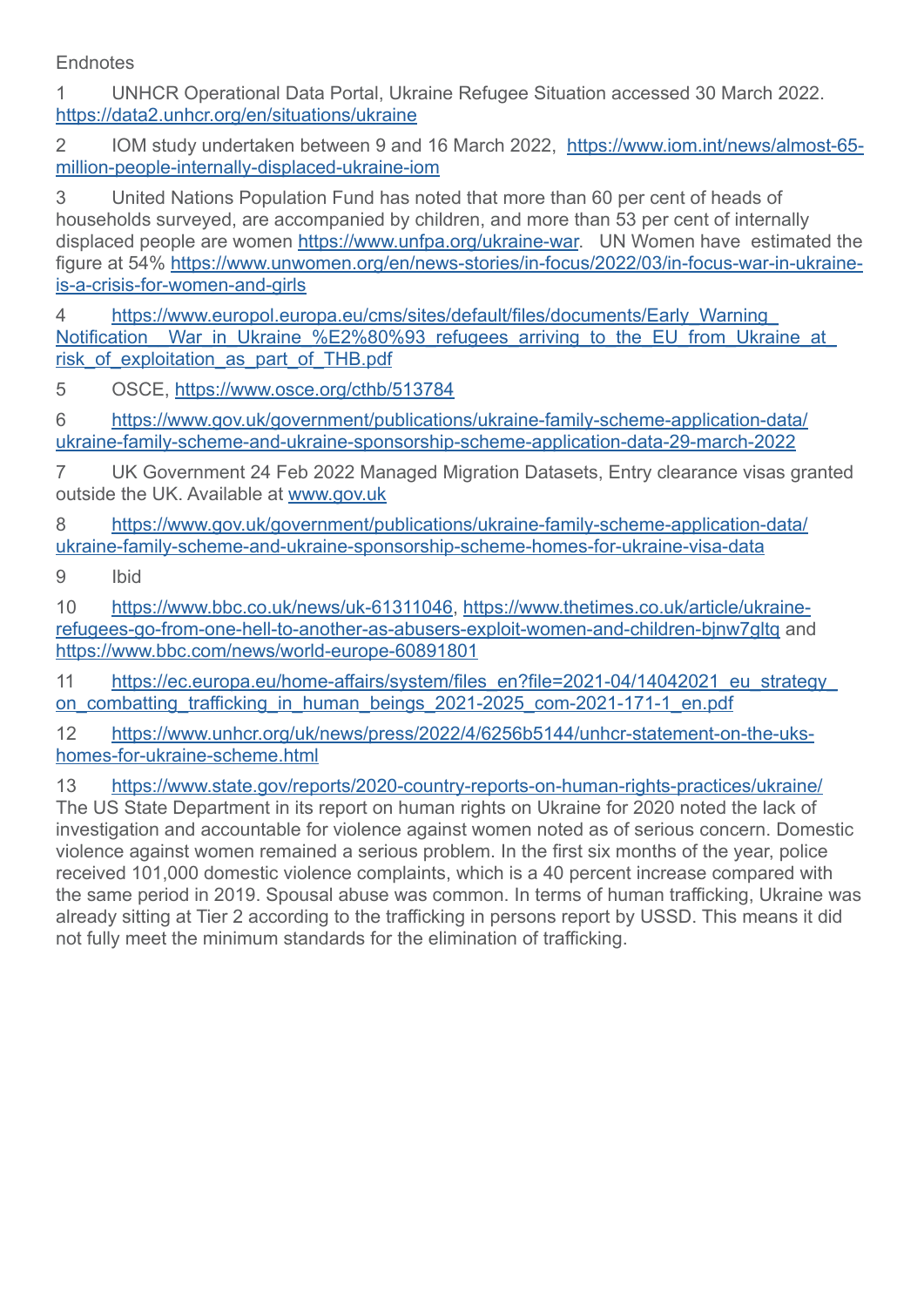Endnotes

1 UNHCR Operational Data Portal, Ukraine Refugee Situation accessed 30 March 2022. https://data2.unhcr.org/en/situations/ukraine

2 IOM study undertaken between 9 and 16 March 2022, https://www.iom.int/news/almost-65-million-people-internally-displaced-ukraine-iom

3 United Nations Population Fund has noted that more than 60 per cent of heads of households surveyed, are accompanied by children, and more than 53 per cent of internally displaced people are women https://www.unfpa.org/ukraine-war. UN Women have estimated the figure at 54% https://www.unwomen.org/en/news-stories/in-focus/2022/03/in-focus-war-in-ukraine-is-a-crisis-for-women-and-girls

4 https://www.europol.europa.eu/cms/sites/default/files/documents/Early_Warning_Notification__War_in_Ukraine_%E2%80%93_refugees_arriving_to_the_EU_from_Ukraine_at_risk_of_exploitation_as_part_of_THB.pdf

5 OSCE, https://www.osce.org/cthb/513784

6 https://www.gov.uk/government/publications/ukraine-family-scheme-application-data/ukraine-family-scheme-and-ukraine-sponsorship-scheme-application-data-29-march-2022

7 UK Government 24 Feb 2022 Managed Migration Datasets, Entry clearance visas granted outside the UK. Available at www.gov.uk

8 https://www.gov.uk/government/publications/ukraine-family-scheme-application-data/ukraine-family-scheme-and-ukraine-sponsorship-scheme-homes-for-ukraine-visa-data

9 Ibid

10 https://www.bbc.co.uk/news/uk-61311046, https://www.thetimes.co.uk/article/ukraine-refugees-go-from-one-hell-to-another-as-abusers-exploit-women-and-children-bjnw7gltq and https://www.bbc.com/news/world-europe-60891801

11 https://ec.europa.eu/home-affairs/system/files_en?file=2021-04/14042021_eu_strategy_on_combatting_trafficking_in_human_beings_2021-2025_com-2021-171-1_en.pdf

12 https://www.unhcr.org/uk/news/press/2022/4/6256b5144/unhcr-statement-on-the-uks-homes-for-ukraine-scheme.html

13 https://www.state.gov/reports/2020-country-reports-on-human-rights-practices/ukraine/ The US State Department in its report on human rights on Ukraine for 2020 noted the lack of investigation and accountable for violence against women noted as of serious concern. Domestic violence against women remained a serious problem. In the first six months of the year, police received 101,000 domestic violence complaints, which is a 40 percent increase compared with the same period in 2019. Spousal abuse was common. In terms of human trafficking, Ukraine was already sitting at Tier 2 according to the trafficking in persons report by USSD. This means it did not fully meet the minimum standards for the elimination of trafficking.